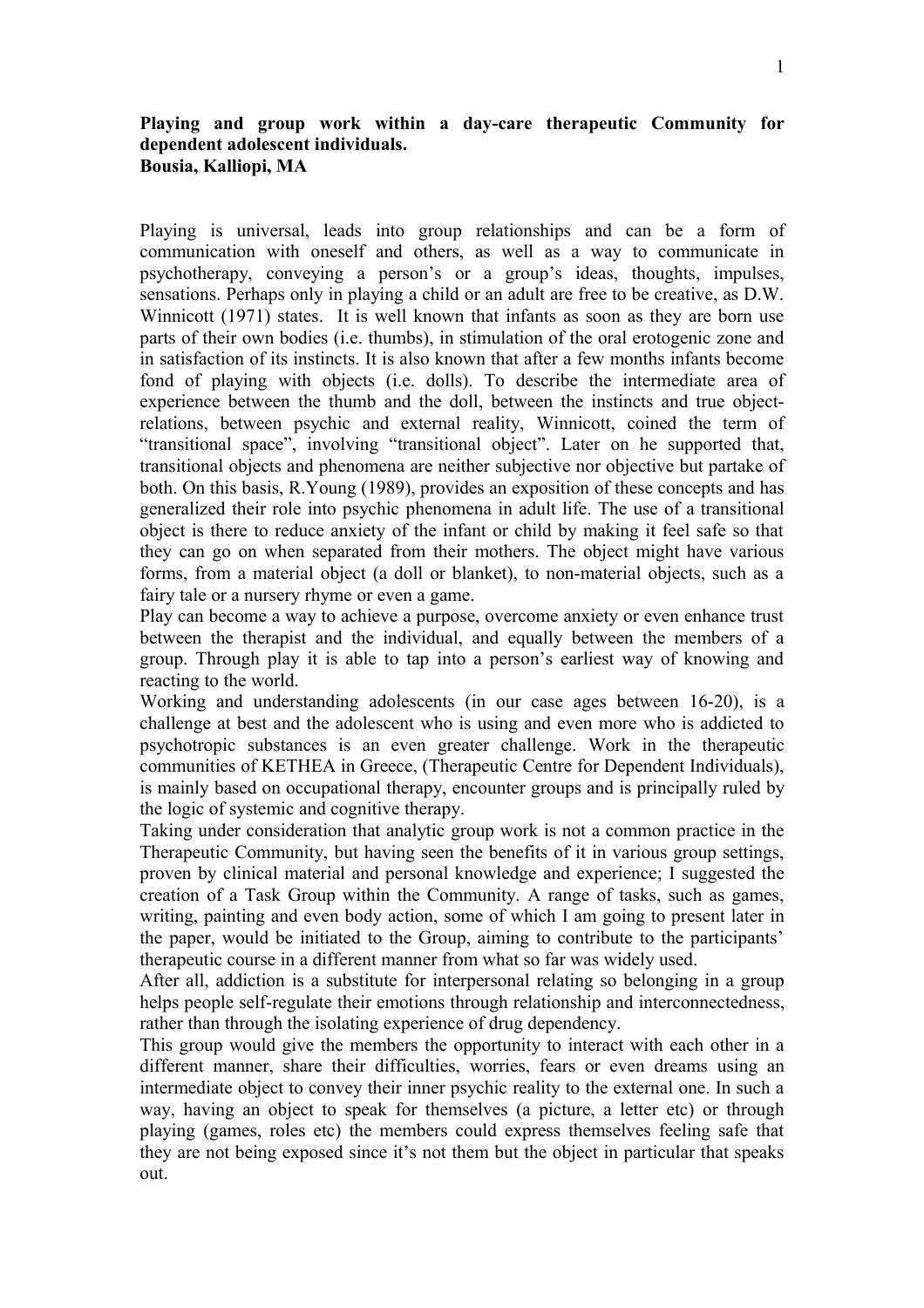**Playing and group work within a day-care therapeutic Community for dependent adolescent individuals.**
**Bousia, Kalliopi, MA**

Playing is universal, leads into group relationships and can be a form of communication with oneself and others, as well as a way to communicate in psychotherapy, conveying a person's or a group's ideas, thoughts, impulses, sensations. Perhaps only in playing a child or an adult are free to be creative, as D.W. Winnicott (1971) states. It is well known that infants as soon as they are born use parts of their own bodies (i.e. thumbs), in stimulation of the oral erotogenic zone and in satisfaction of its instincts. It is also known that after a few months infants become fond of playing with objects (i.e. dolls). To describe the intermediate area of experience between the thumb and the doll, between the instincts and true object-relations, between psychic and external reality, Winnicott, coined the term of "transitional space", involving "transitional object". Later on he supported that, transitional objects and phenomena are neither subjective nor objective but partake of both. On this basis, R.Young (1989), provides an exposition of these concepts and has generalized their role into psychic phenomena in adult life. The use of a transitional object is there to reduce anxiety of the infant or child by making it feel safe so that they can go on when separated from their mothers. The object might have various forms, from a material object (a doll or blanket), to non-material objects, such as a fairy tale or a nursery rhyme or even a game.

Play can become a way to achieve a purpose, overcome anxiety or even enhance trust between the therapist and the individual, and equally between the members of a group. Through play it is able to tap into a person's earliest way of knowing and reacting to the world.

Working and understanding adolescents (in our case ages between 16-20), is a challenge at best and the adolescent who is using and even more who is addicted to psychotropic substances is an even greater challenge. Work in the therapeutic communities of KETHEA in Greece, (Therapeutic Centre for Dependent Individuals), is mainly based on occupational therapy, encounter groups and is principally ruled by the logic of systemic and cognitive therapy.

Taking under consideration that analytic group work is not a common practice in the Therapeutic Community, but having seen the benefits of it in various group settings, proven by clinical material and personal knowledge and experience; I suggested the creation of a Task Group within the Community. A range of tasks, such as games, writing, painting and even body action, some of which I am going to present later in the paper, would be initiated to the Group, aiming to contribute to the participants' therapeutic course in a different manner from what so far was widely used.

After all, addiction is a substitute for interpersonal relating so belonging in a group helps people self-regulate their emotions through relationship and interconnectedness, rather than through the isolating experience of drug dependency.

This group would give the members the opportunity to interact with each other in a different manner, share their difficulties, worries, fears or even dreams using an intermediate object to convey their inner psychic reality to the external one. In such a way, having an object to speak for themselves (a picture, a letter etc) or through playing (games, roles etc) the members could express themselves feeling safe that they are not being exposed since it's not them but the object in particular that speaks out.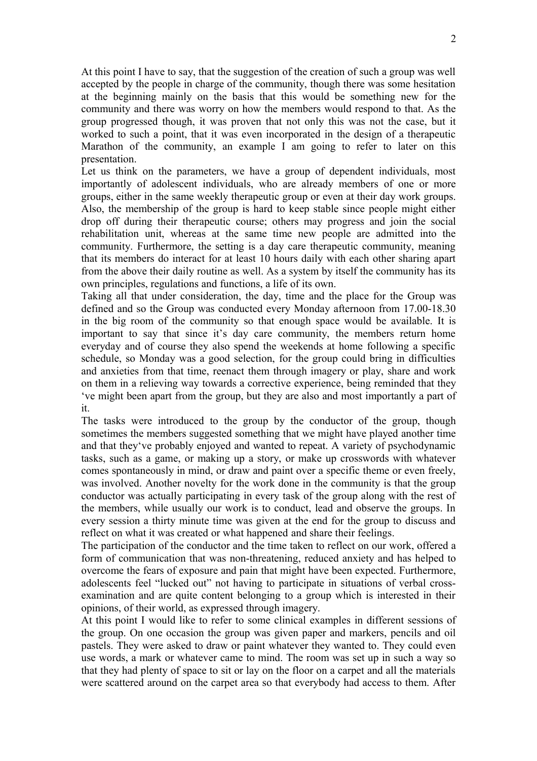At this point I have to say, that the suggestion of the creation of such a group was well accepted by the people in charge of the community, though there was some hesitation at the beginning mainly on the basis that this would be something new for the community and there was worry on how the members would respond to that. As the group progressed though, it was proven that not only this was not the case, but it worked to such a point, that it was even incorporated in the design of a therapeutic Marathon of the community, an example I am going to refer to later on this presentation.

Let us think on the parameters, we have a group of dependent individuals, most importantly of adolescent individuals, who are already members of one or more groups, either in the same weekly therapeutic group or even at their day work groups. Also, the membership of the group is hard to keep stable since people might either drop off during their therapeutic course; others may progress and join the social rehabilitation unit, whereas at the same time new people are admitted into the community. Furthermore, the setting is a day care therapeutic community, meaning that its members do interact for at least 10 hours daily with each other sharing apart from the above their daily routine as well. As a system by itself the community has its own principles, regulations and functions, a life of its own.

Taking all that under consideration, the day, time and the place for the Group was defined and so the Group was conducted every Monday afternoon from 17.00-18.30 in the big room of the community so that enough space would be available. It is important to say that since it's day care community, the members return home everyday and of course they also spend the weekends at home following a specific schedule, so Monday was a good selection, for the group could bring in difficulties and anxieties from that time, reenact them through imagery or play, share and work on them in a relieving way towards a corrective experience, being reminded that they 've might been apart from the group, but they are also and most importantly a part of it.

The tasks were introduced to the group by the conductor of the group, though sometimes the members suggested something that we might have played another time and that they've probably enjoyed and wanted to repeat. A variety of psychodynamic tasks, such as a game, or making up a story, or make up crosswords with whatever comes spontaneously in mind, or draw and paint over a specific theme or even freely, was involved. Another novelty for the work done in the community is that the group conductor was actually participating in every task of the group along with the rest of the members, while usually our work is to conduct, lead and observe the groups. In every session a thirty minute time was given at the end for the group to discuss and reflect on what it was created or what happened and share their feelings.

The participation of the conductor and the time taken to reflect on our work, offered a form of communication that was non-threatening, reduced anxiety and has helped to overcome the fears of exposure and pain that might have been expected. Furthermore, adolescents feel "lucked out" not having to participate in situations of verbal cross-examination and are quite content belonging to a group which is interested in their opinions, of their world, as expressed through imagery.

At this point I would like to refer to some clinical examples in different sessions of the group. On one occasion the group was given paper and markers, pencils and oil pastels. They were asked to draw or paint whatever they wanted to. They could even use words, a mark or whatever came to mind. The room was set up in such a way so that they had plenty of space to sit or lay on the floor on a carpet and all the materials were scattered around on the carpet area so that everybody had access to them. After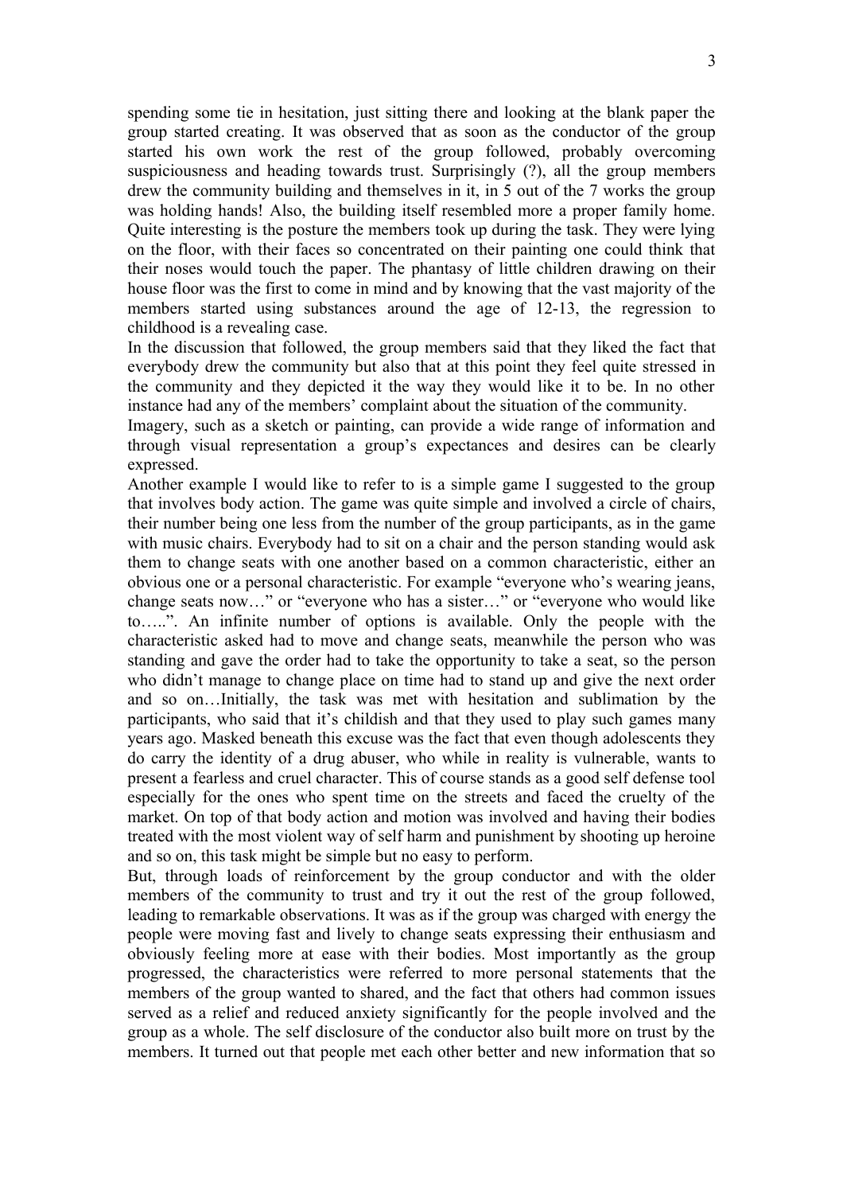spending some tie in hesitation, just sitting there and looking at the blank paper the group started creating. It was observed that as soon as the conductor of the group started his own work the rest of the group followed, probably overcoming suspiciousness and heading towards trust. Surprisingly (?), all the group members drew the community building and themselves in it, in 5 out of the 7 works the group was holding hands! Also, the building itself resembled more a proper family home. Quite interesting is the posture the members took up during the task. They were lying on the floor, with their faces so concentrated on their painting one could think that their noses would touch the paper. The phantasy of little children drawing on their house floor was the first to come in mind and by knowing that the vast majority of the members started using substances around the age of 12-13, the regression to childhood is a revealing case.

In the discussion that followed, the group members said that they liked the fact that everybody drew the community but also that at this point they feel quite stressed in the community and they depicted it the way they would like it to be. In no other instance had any of the members' complaint about the situation of the community.

Imagery, such as a sketch or painting, can provide a wide range of information and through visual representation a group's expectances and desires can be clearly expressed.

Another example I would like to refer to is a simple game I suggested to the group that involves body action. The game was quite simple and involved a circle of chairs, their number being one less from the number of the group participants, as in the game with music chairs. Everybody had to sit on a chair and the person standing would ask them to change seats with one another based on a common characteristic, either an obvious one or a personal characteristic. For example "everyone who's wearing jeans, change seats now…" or "everyone who has a sister…" or "everyone who would like to…..". An infinite number of options is available. Only the people with the characteristic asked had to move and change seats, meanwhile the person who was standing and gave the order had to take the opportunity to take a seat, so the person who didn't manage to change place on time had to stand up and give the next order and so on…Initially, the task was met with hesitation and sublimation by the participants, who said that it's childish and that they used to play such games many years ago. Masked beneath this excuse was the fact that even though adolescents they do carry the identity of a drug abuser, who while in reality is vulnerable, wants to present a fearless and cruel character. This of course stands as a good self defense tool especially for the ones who spent time on the streets and faced the cruelty of the market. On top of that body action and motion was involved and having their bodies treated with the most violent way of self harm and punishment by shooting up heroine and so on, this task might be simple but no easy to perform.

But, through loads of reinforcement by the group conductor and with the older members of the community to trust and try it out the rest of the group followed, leading to remarkable observations. It was as if the group was charged with energy the people were moving fast and lively to change seats expressing their enthusiasm and obviously feeling more at ease with their bodies. Most importantly as the group progressed, the characteristics were referred to more personal statements that the members of the group wanted to shared, and the fact that others had common issues served as a relief and reduced anxiety significantly for the people involved and the group as a whole. The self disclosure of the conductor also built more on trust by the members. It turned out that people met each other better and new information that so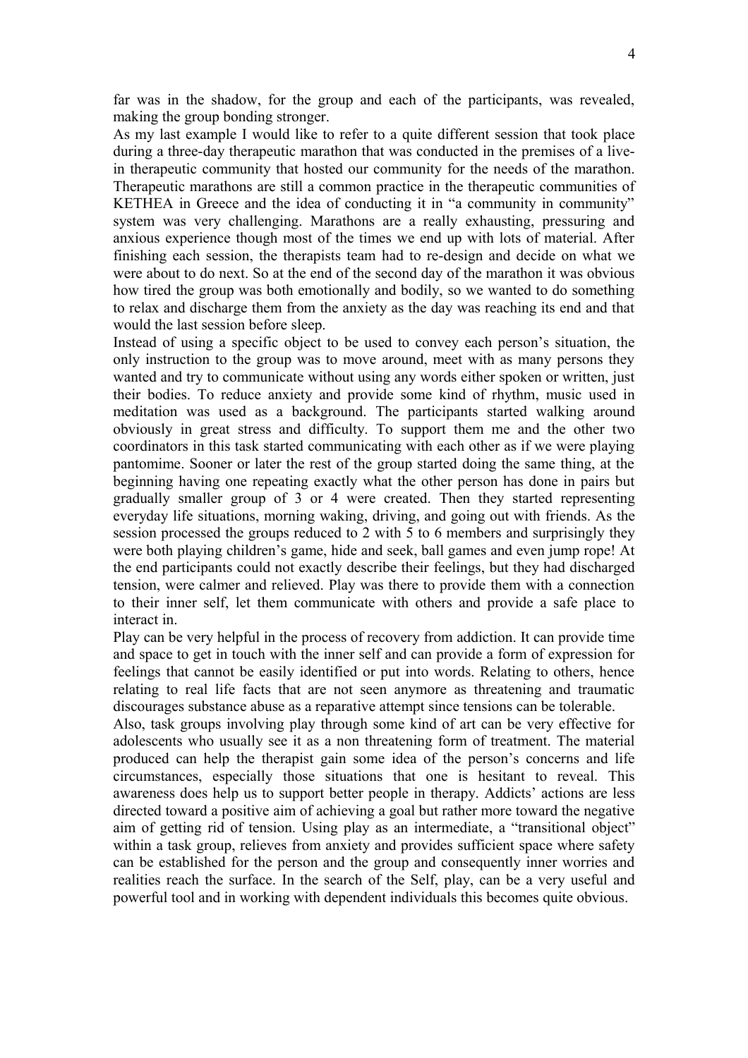far was in the shadow, for the group and each of the participants, was revealed, making the group bonding stronger.

As my last example I would like to refer to a quite different session that took place during a three-day therapeutic marathon that was conducted in the premises of a live-in therapeutic community that hosted our community for the needs of the marathon. Therapeutic marathons are still a common practice in the therapeutic communities of KETHEA in Greece and the idea of conducting it in "a community in community" system was very challenging. Marathons are a really exhausting, pressuring and anxious experience though most of the times we end up with lots of material. After finishing each session, the therapists team had to re-design and decide on what we were about to do next. So at the end of the second day of the marathon it was obvious how tired the group was both emotionally and bodily, so we wanted to do something to relax and discharge them from the anxiety as the day was reaching its end and that would the last session before sleep.

Instead of using a specific object to be used to convey each person's situation, the only instruction to the group was to move around, meet with as many persons they wanted and try to communicate without using any words either spoken or written, just their bodies. To reduce anxiety and provide some kind of rhythm, music used in meditation was used as a background. The participants started walking around obviously in great stress and difficulty. To support them me and the other two coordinators in this task started communicating with each other as if we were playing pantomime. Sooner or later the rest of the group started doing the same thing, at the beginning having one repeating exactly what the other person has done in pairs but gradually smaller group of 3 or 4 were created. Then they started representing everyday life situations, morning waking, driving, and going out with friends. As the session processed the groups reduced to 2 with 5 to 6 members and surprisingly they were both playing children's game, hide and seek, ball games and even jump rope! At the end participants could not exactly describe their feelings, but they had discharged tension, were calmer and relieved. Play was there to provide them with a connection to their inner self, let them communicate with others and provide a safe place to interact in.

Play can be very helpful in the process of recovery from addiction. It can provide time and space to get in touch with the inner self and can provide a form of expression for feelings that cannot be easily identified or put into words. Relating to others, hence relating to real life facts that are not seen anymore as threatening and traumatic discourages substance abuse as a reparative attempt since tensions can be tolerable.

Also, task groups involving play through some kind of art can be very effective for adolescents who usually see it as a non threatening form of treatment. The material produced can help the therapist gain some idea of the person's concerns and life circumstances, especially those situations that one is hesitant to reveal. This awareness does help us to support better people in therapy. Addicts' actions are less directed toward a positive aim of achieving a goal but rather more toward the negative aim of getting rid of tension. Using play as an intermediate, a "transitional object" within a task group, relieves from anxiety and provides sufficient space where safety can be established for the person and the group and consequently inner worries and realities reach the surface. In the search of the Self, play, can be a very useful and powerful tool and in working with dependent individuals this becomes quite obvious.